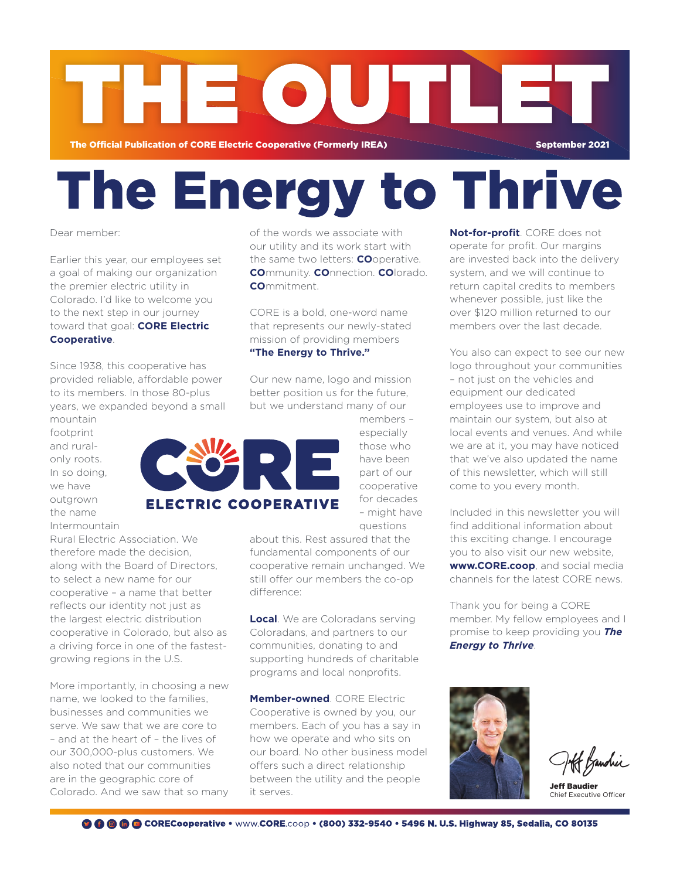# THE OUTLET

**The Official Publication of CORE Electric Cooperative (Formerly IREA)** — **September 2021**

# The Energy to Thrive

Dear member:

Earlier this year, our employees set a goal of making our organization the premier electric utility in Colorado. I'd like to welcome you to the next step in our journey toward that goal: **CORE Electric Cooperative**.

Since 1938, this cooperative has provided reliable, affordable power to its members. In those 80-plus years, we expanded beyond a small mountain footprint and rural-only roots. In so doing, we have outgrown the name Intermountain Rural Electric Association. We therefore made the decision, along with the Board of Directors, to select a new name for our cooperative – a name that better reflects our identity not just as the largest electric distribution cooperative in Colorado, but also as a driving force in one of the fastest-growing regions in the U.S.

More importantly, in choosing a new name, we looked to the families, businesses and communities we serve. We saw that we are core to – and at the heart of – the lives of our 300,000-plus customers. We also noted that our communities are in the geographic core of Colorado. And we saw that so many of the words we associate with our utility and its work start with the same two letters: **CO**operative. **CO**mmunity. **CO**nnection. **CO**lorado. **CO**mmitment.

CORE is a bold, one-word name that represents our newly-stated mission of providing members **"The Energy to Thrive."**

Our new name, logo and mission better position us for the future, but we understand many of our members – especially those who have been part of our cooperative for decades – might have questions about this. Rest assured that the fundamental components of our cooperative remain unchanged. We still offer our members the co-op difference:

**CORE ELECTRIC COOPERATIVE**

**Local**. We are Coloradans serving Coloradans, and partners to our communities, donating to and supporting hundreds of charitable programs and local nonprofits.

**Member-owned**. CORE Electric Cooperative is owned by you, our members. Each of you has a say in how we operate and who sits on our board. No other business model offers such a direct relationship between the utility and the people it serves.

**Not-for-profit**. CORE does not operate for profit. Our margins are invested back into the delivery system, and we will continue to return capital credits to members whenever possible, just like the over $120 million returned to our members over the last decade.

You also can expect to see our new logo throughout your communities – not just on the vehicles and equipment our dedicated employees use to improve and maintain our system, but also at local events and venues. And while we are at it, you may have noticed that we've also updated the name of this newsletter, which will still come to you every month.

Included in this newsletter you will find additional information about this exciting change. I encourage you to also visit our new website, **www.CORE.coop**, and social media channels for the latest CORE news.

Thank you for being a CORE member. My fellow employees and I promise to keep providing you ***The Energy to Thrive***.

**Jeff Baudier**
Chief Executive Officer

**COREcooperative** • www.**CORE**.coop • **(800) 332-9540 • 5496 N. U.S. Highway 85, Sedalia, CO 80135**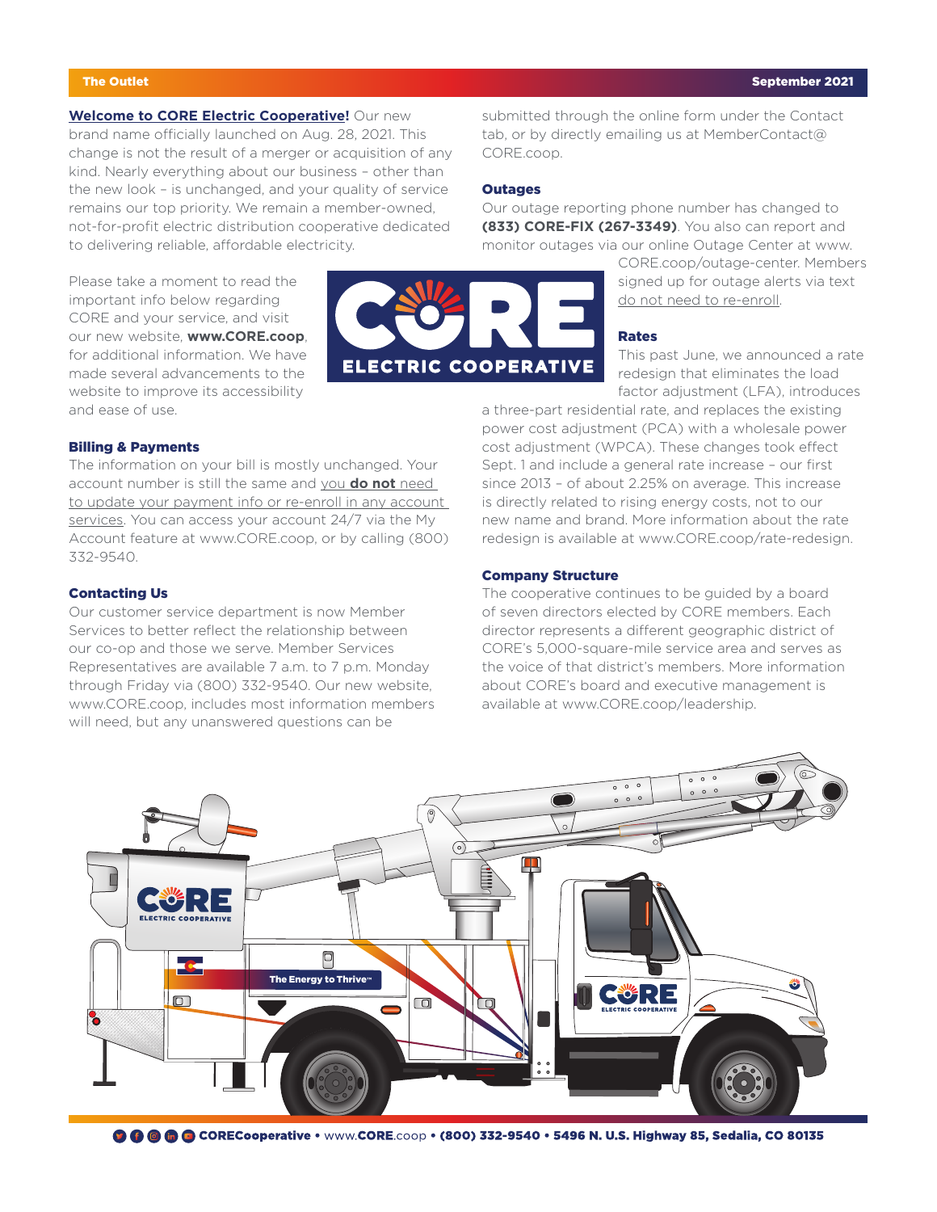**Welcome to CORE Electric Cooperative!** Our new brand name officially launched on Aug. 28, 2021. This change is not the result of a merger or acquisition of any kind. Nearly everything about our business – other than the new look – is unchanged, and your quality of service remains our top priority. We remain a member-owned, not-for-profit electric distribution cooperative dedicated to delivering reliable, affordable electricity.

Please take a moment to read the important info below regarding CORE and your service, and visit our new website, **www.CORE.coop**, for additional information. We have made several advancements to the website to improve its accessibility and ease of use.

### Billing & Payments

The information on your bill is mostly unchanged. Your account number is still the same and you **do not** need to update your payment info or re-enroll in any account services. You can access your account 24/7 via the My Account feature at www.CORE.coop, or by calling (800) 332-9540.

### Contacting Us

Our customer service department is now Member Services to better reflect the relationship between our co-op and those we serve. Member Services Representatives are available 7 a.m. to 7 p.m. Monday through Friday via (800) 332-9540. Our new website, www.CORE.coop, includes most information members will need, but any unanswered questions can be submitted through the online form under the Contact tab, or by directly emailing us at MemberContact@CORE.coop.

### Outages

Our outage reporting phone number has changed to **(833) CORE-FIX (267-3349)**. You also can report and monitor outages via our online Outage Center at www.CORE.coop/outage-center. Members signed up for outage alerts via text do not need to re-enroll.

### Rates

This past June, we announced a rate redesign that eliminates the load factor adjustment (LFA), introduces a three-part residential rate, and replaces the existing power cost adjustment (PCA) with a wholesale power cost adjustment (WPCA). These changes took effect Sept. 1 and include a general rate increase – our first since 2013 – of about 2.25% on average. This increase is directly related to rising energy costs, not to our new name and brand. More information about the rate redesign is available at www.CORE.coop/rate-redesign.

### Company Structure

The cooperative continues to be guided by a board of seven directors elected by CORE members. Each director represents a different geographic district of CORE's 5,000-square-mile service area and serves as the voice of that district's members. More information about CORE's board and executive management is available at www.CORE.coop/leadership.

**CORECooperative** • www.**CORE**.coop • **(800) 332-9540 • 5496 N. U.S. Highway 85, Sedalia, CO 80135**